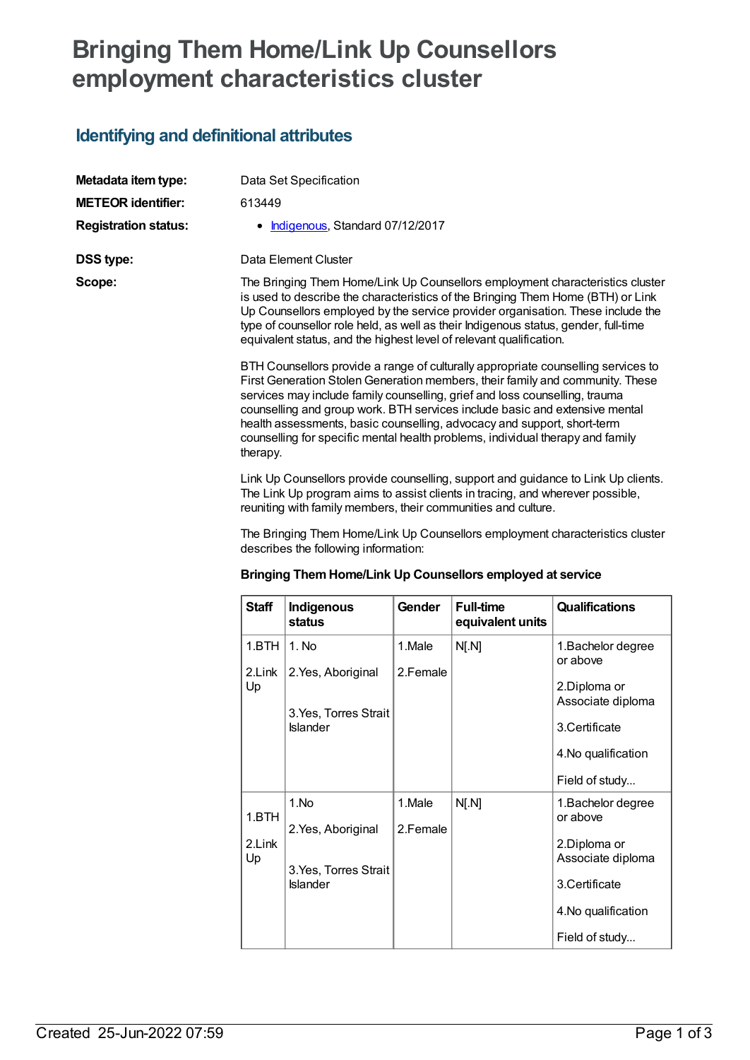# Bringing Them Home/Link Up Counsellors employment characteristics cluster

## Identifying and definitional attributes

**Metadata item type:** Data Set Specification

**METEOR identifier:** 613449

**Registration status:**
- Indigenous, Standard 07/12/2017

**DSS type:** Data Element Cluster

**Scope:** The Bringing Them Home/Link Up Counsellors employment characteristics cluster is used to describe the characteristics of the Bringing Them Home (BTH) or Link Up Counsellors employed by the service provider organisation. These include the type of counsellor role held, as well as their Indigenous status, gender, full-time equivalent status, and the highest level of relevant qualification.

BTH Counsellors provide a range of culturally appropriate counselling services to First Generation Stolen Generation members, their family and community. These services may include family counselling, grief and loss counselling, trauma counselling and group work. BTH services include basic and extensive mental health assessments, basic counselling, advocacy and support, short-term counselling for specific mental health problems, individual therapy and family therapy.

Link Up Counsellors provide counselling, support and guidance to Link Up clients. The Link Up program aims to assist clients in tracing, and wherever possible, reuniting with family members, their communities and culture.

The Bringing Them Home/Link Up Counsellors employment characteristics cluster describes the following information:

**Bringing Them Home/Link Up Counsellors employed at service**

| Staff | Indigenous status | Gender | Full-time equivalent units | Qualifications |
|---|---|---|---|---|
| 1.BTH<br>2.Link Up | 1. No<br>2.Yes, Aboriginal<br>3.Yes, Torres Strait Islander | 1.Male<br>2.Female | N[.N] | 1.Bachelor degree or above<br>2.Diploma or Associate diploma<br>3.Certificate<br>4.No qualification<br>Field of study... |
| 1.BTH<br>2.Link Up | 1.No<br>2.Yes, Aboriginal<br>3.Yes, Torres Strait Islander | 1.Male<br>2.Female | N[.N] | 1.Bachelor degree or above<br>2.Diploma or Associate diploma<br>3.Certificate<br>4.No qualification<br>Field of study... |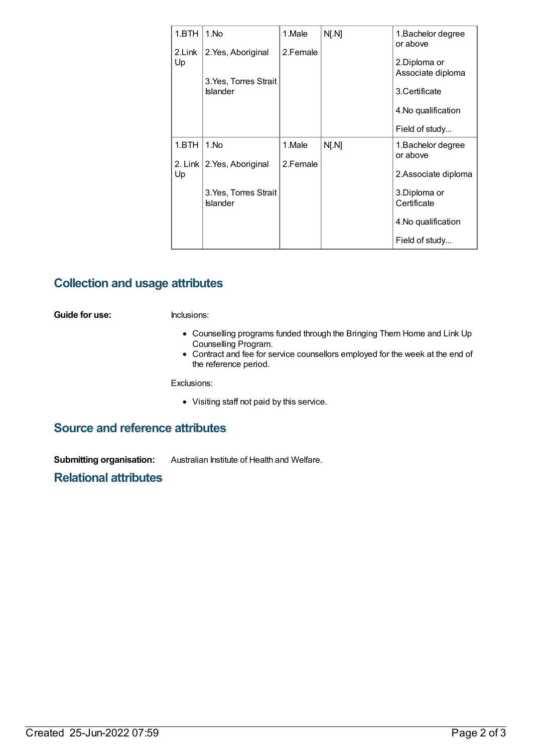| | | | | |
|---|---|---|---|---|
| 1.BTH<br>2.Link Up | 1.No<br>2.Yes, Aboriginal<br>3.Yes, Torres Strait Islander | 1.Male<br>2.Female | N[.N] | 1.Bachelor degree or above<br>2.Diploma or Associate diploma<br>3.Certificate<br>4.No qualification<br>Field of study... |
| 1.BTH<br>2. Link Up | 1.No<br>2.Yes, Aboriginal<br>3.Yes, Torres Strait Islander | 1.Male<br>2.Female | N[.N] | 1.Bachelor degree or above<br>2.Associate diploma<br>3.Diploma or Certificate<br>4.No qualification<br>Field of study... |

## Collection and usage attributes

**Guide for use:**

Inclusions:

- Counselling programs funded through the Bringing Them Home and Link Up Counselling Program.
- Contract and fee for service counsellors employed for the week at the end of the reference period.

Exclusions:

- Visiting staff not paid by this service.

## Source and reference attributes

**Submitting organisation:** Australian Institute of Health and Welfare.

## Relational attributes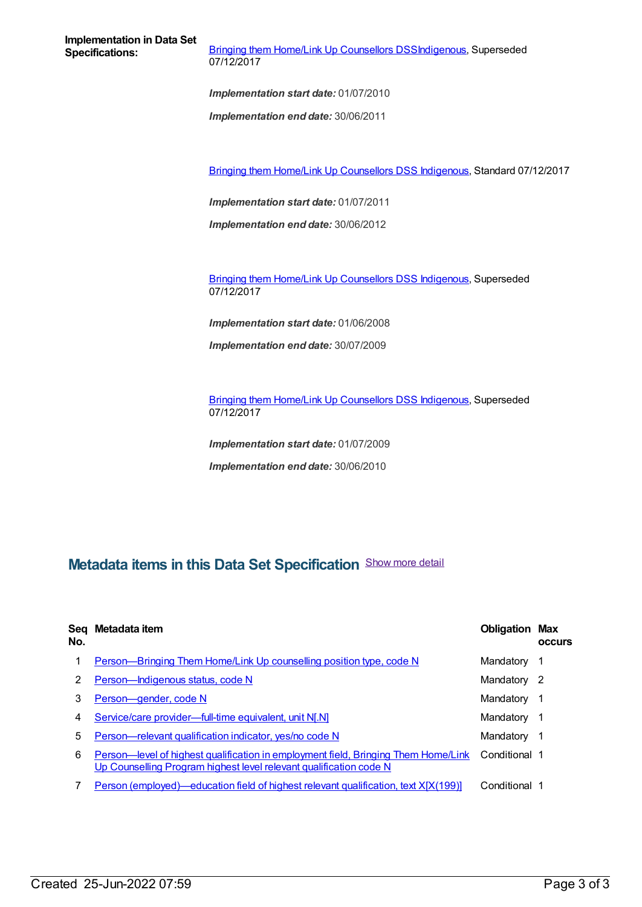**Implementation in Data Set Specifications:**

Bringing them Home/Link Up Counsellors DSSIndigenous, Superseded 07/12/2017

***Implementation start date:*** 01/07/2010

***Implementation end date:*** 30/06/2011

Bringing them Home/Link Up Counsellors DSS Indigenous, Standard 07/12/2017

***Implementation start date:*** 01/07/2011

***Implementation end date:*** 30/06/2012

Bringing them Home/Link Up Counsellors DSS Indigenous, Superseded 07/12/2017

***Implementation start date:*** 01/06/2008

***Implementation end date:*** 30/07/2009

Bringing them Home/Link Up Counsellors DSS Indigenous, Superseded 07/12/2017

***Implementation start date:*** 01/07/2009

***Implementation end date:*** 30/06/2010

## Metadata items in this Data Set Specification

Show more detail

| Seq No. | Metadata item | Obligation | Max occurs |
|---|---|---|---|
| 1 | Person—Bringing Them Home/Link Up counselling position type, code N | Mandatory | 1 |
| 2 | Person—Indigenous status, code N | Mandatory | 2 |
| 3 | Person—gender, code N | Mandatory | 1 |
| 4 | Service/care provider—full-time equivalent, unit N[.N] | Mandatory | 1 |
| 5 | Person—relevant qualification indicator, yes/no code N | Mandatory | 1 |
| 6 | Person—level of highest qualification in employment field, Bringing Them Home/Link Up Counselling Program highest level relevant qualification code N | Conditional | 1 |
| 7 | Person (employed)—education field of highest relevant qualification, text X[X(199)] | Conditional | 1 |